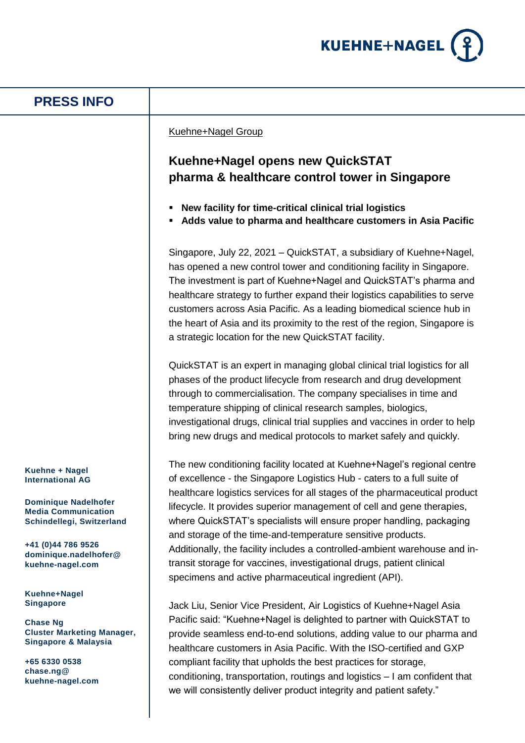# PRESS INFO

Kuehne+Nagel Group

## Kuehne+Nagel opens new QuickSTAT pharma & healthcare control tower in Singapore

- **New facility for time-critical clinical trial logistics**
- **Adds value to pharma and healthcare customers in Asia Pacific**

Singapore, July 22, 2021 – QuickSTAT, a subsidiary of Kuehne+Nagel, has opened a new control tower and conditioning facility in Singapore. The investment is part of Kuehne+Nagel and QuickSTAT's pharma and healthcare strategy to further expand their logistics capabilities to serve customers across Asia Pacific. As a leading biomedical science hub in the heart of Asia and its proximity to the rest of the region, Singapore is a strategic location for the new QuickSTAT facility.

QuickSTAT is an expert in managing global clinical trial logistics for all phases of the product lifecycle from research and drug development through to commercialisation. The company specialises in time and temperature shipping of clinical research samples, biologics, investigational drugs, clinical trial supplies and vaccines in order to help bring new drugs and medical protocols to market safely and quickly.

The new conditioning facility located at Kuehne+Nagel's regional centre of excellence - the Singapore Logistics Hub - caters to a full suite of healthcare logistics services for all stages of the pharmaceutical product lifecycle. It provides superior management of cell and gene therapies, where QuickSTAT's specialists will ensure proper handling, packaging and storage of the time-and-temperature sensitive products. Additionally, the facility includes a controlled-ambient warehouse and in-transit storage for vaccines, investigational drugs, patient clinical specimens and active pharmaceutical ingredient (API).

Jack Liu, Senior Vice President, Air Logistics of Kuehne+Nagel Asia Pacific said: "Kuehne+Nagel is delighted to partner with QuickSTAT to provide seamless end-to-end solutions, adding value to our pharma and healthcare customers in Asia Pacific. With the ISO-certified and GXP compliant facility that upholds the best practices for storage, conditioning, transportation, routings and logistics – I am confident that we will consistently deliver product integrity and patient safety."

**Kuehne + Nagel International AG**

**Dominique Nadelhofer**
**Media Communication**
**Schindellegi, Switzerland**

**+41 (0)44 786 9526**
**dominique.nadelhofer@kuehne-nagel.com**

**Kuehne+Nagel Singapore**

**Chase Ng**
**Cluster Marketing Manager, Singapore & Malaysia**

**+65 6330 0538**
**chase.ng@kuehne-nagel.com**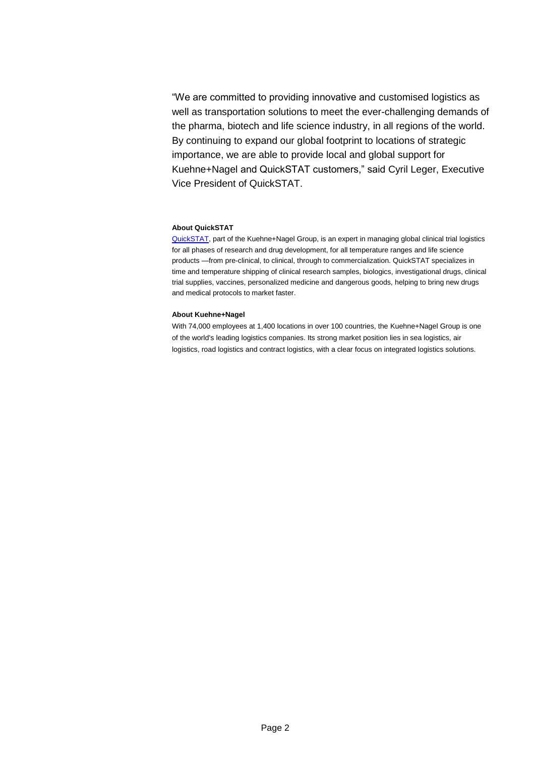"We are committed to providing innovative and customised logistics as well as transportation solutions to meet the ever-challenging demands of the pharma, biotech and life science industry, in all regions of the world. By continuing to expand our global footprint to locations of strategic importance, we are able to provide local and global support for Kuehne+Nagel and QuickSTAT customers," said Cyril Leger, Executive Vice President of QuickSTAT.

**About QuickSTAT**

QuickSTAT, part of the Kuehne+Nagel Group, is an expert in managing global clinical trial logistics for all phases of research and drug development, for all temperature ranges and life science products —from pre-clinical, to clinical, through to commercialization. QuickSTAT specializes in time and temperature shipping of clinical research samples, biologics, investigational drugs, clinical trial supplies, vaccines, personalized medicine and dangerous goods, helping to bring new drugs and medical protocols to market faster.

**About Kuehne+Nagel**

With 74,000 employees at 1,400 locations in over 100 countries, the Kuehne+Nagel Group is one of the world's leading logistics companies. Its strong market position lies in sea logistics, air logistics, road logistics and contract logistics, with a clear focus on integrated logistics solutions.